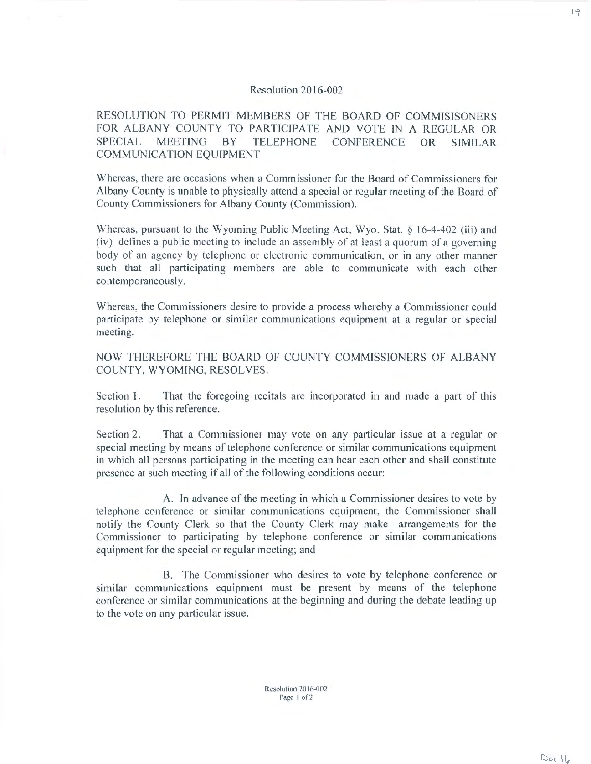Resolution 2016-002

RESOLUTION TO PERMIT MEMBERS OF THE BOARD OF COMMISISONERS FOR ALBANY COUNTY TO PARTICIPATE AND VOTE IN A REGULAR OR SPECIAL MEETING BY TELEPHONE CONFERENCE OR SIMILAR COMMUNICATION EQUIPMENT

Whereas, there are occasions when a Commissioner for the Board of Commissioners for Albany County is unable to physically attend a special or regular meeting of the Board of County Commissioners for Albany County (Commission).

Whereas, pursuant to the Wyoming Public Meeting Act, Wyo. Stat. § 16-4-402 (iii) and (iv) defines a public meeting to include an assembly of at least a quorum of a governing body of an agency by telephone or electronic communication, or in any other manner such that all participating members are able to communicate with each other contemporaneously.

Whereas, the Commissioners desire to provide a process whereby a Commissioner could participate by telephone or similar communications equipment at a regular or special meeting.

NOW THEREFORE THE BOARD OF COUNTY COMMISSIONERS OF ALBANY COUNTY, WYOMING, RESOLVES:

Section 1. That the foregoing recitals are incorporated in and made a part of this resolution by this reference.

Section 2. That a Commissioner may vote on any particular issue at a regular or special meeting by means of telephone conference or similar communications equipment in which all persons participating in the meeting can hear each other and shall constitute presence at such meeting if all of the following conditions occur:

A. In advance of the meeting in which a Commissioner desires to vote by telephone conference or similar communications equipment, the Commissioner shall notify the County Clerk so that the County Clerk may make arrangements for the Commissioner to participating by telephone conference or similar communications equipment for the special or regular meeting; and

B. The Commissioner who desires to vote by telephone conference or similar communications equipment must be present by means of the telephone conference or similar communications at the beginning and during the debate leading up to the vote on any particular issue.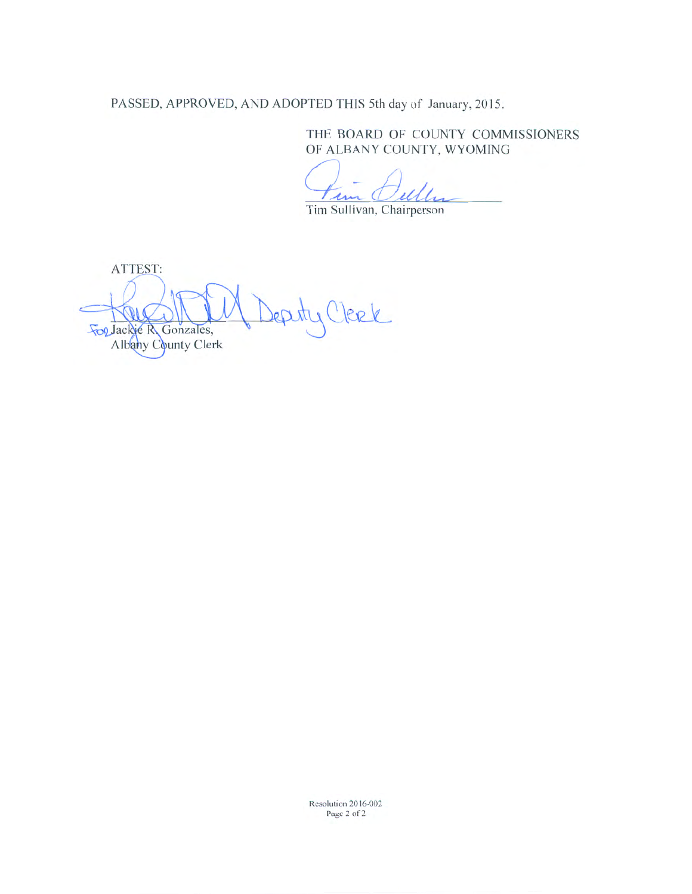PASSED, APPROVED, AND ADOPTED THIS 5th day of January, 2015.

THE BOARD OF COUNTY COMMISSIONERS
OF ALBANY COUNTY, WYOMING

Tim Sullivan, Chairperson

ATTEST:

Deputy Clerk

For Jackie R. Gonzales,
Albany County Clerk

Resolution 2016-002